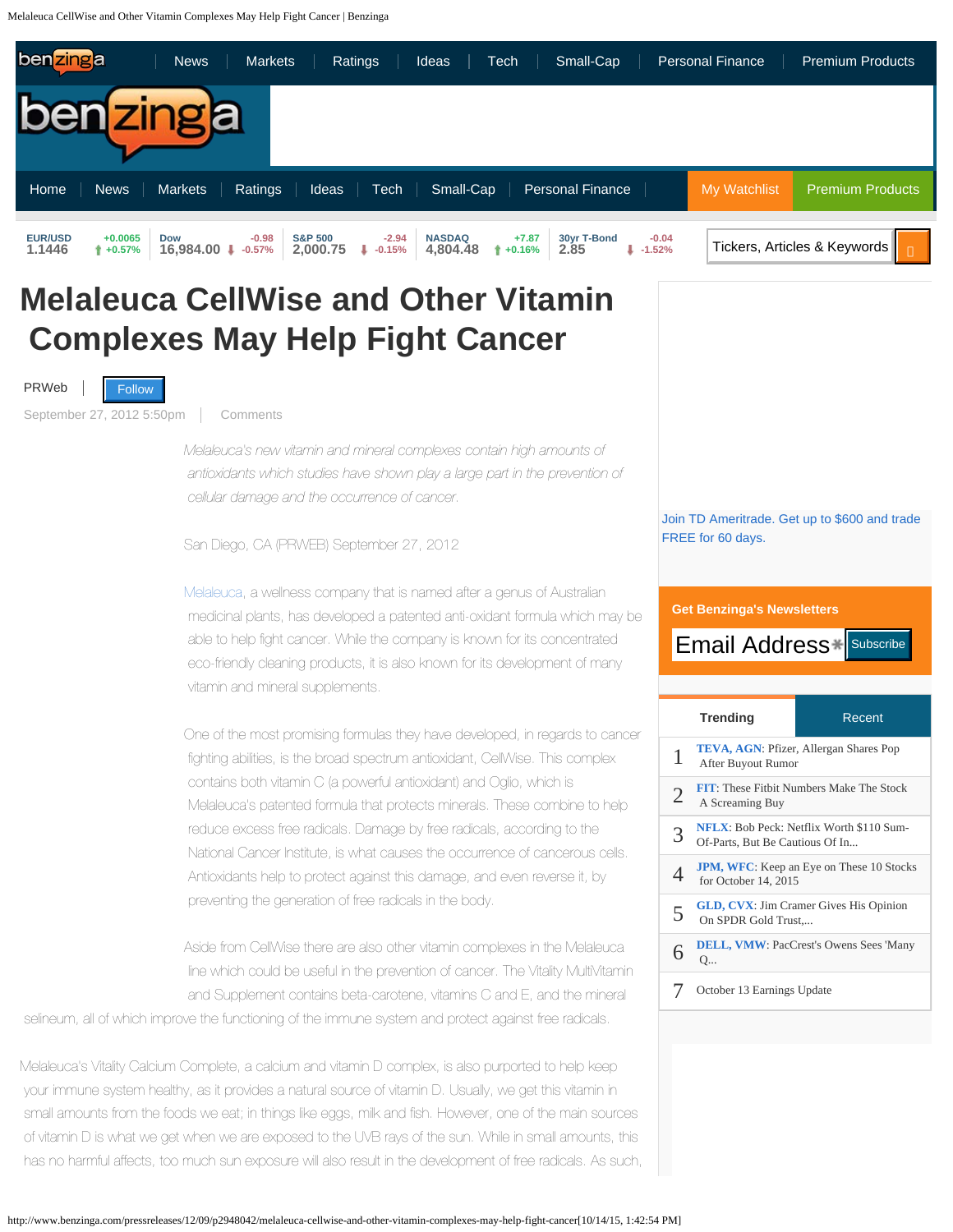# Melaleuca CellWise and Other Vitamin Complexes May Help Fight Cancer

PRWeb | Follow

September 27, 2012 5:50pm | Comments

*Melaleuca's new vitamin and mineral complexes contain high amounts of antioxidants which studies have shown play a large part in the prevention of cellular damage and the occurrence of cancer.*

San Diego, CA (PRWEB) September 27, 2012

Melaleuca, a wellness company that is named after a genus of Australian medicinal plants, has developed a patented anti-oxidant formula which may be able to help fight cancer. While the company is known for its concentrated eco-friendly cleaning products, it is also known for its development of many vitamin and mineral supplements.

One of the most promising formulas they have developed, in regards to cancer fighting abilities, is the broad spectrum antioxidant, CellWise. This complex contains both vitamin C (a powerful antioxidant) and Oglio, which is Melaleuca's patented formula that protects minerals. These combine to help reduce excess free radicals. Damage by free radicals, according to the National Cancer Institute, is what causes the occurrence of cancerous cells. Antioxidants help to protect against this damage, and even reverse it, by preventing the generation of free radicals in the body.

Aside from CellWise there are also other vitamin complexes in the Melaleuca line which could be useful in the prevention of cancer. The Vitality MultiVitamin and Supplement contains beta-carotene, vitamins C and E, and the mineral selineum, all of which improve the functioning of the immune system and protect against free radicals.

Melaleuca's Vitality Calcium Complete, a calcium and vitamin D complex, is also purported to help keep your immune system healthy, as it provides a natural source of vitamin D. Usually, we get this vitamin in small amounts from the foods we eat; in things like eggs, milk and fish. However, one of the main sources of vitamin D is what we get when we are exposed to the UVB rays of the sun. While in small amounts, this has no harmful affects, too much sun exposure will also result in the development of free radicals. As such,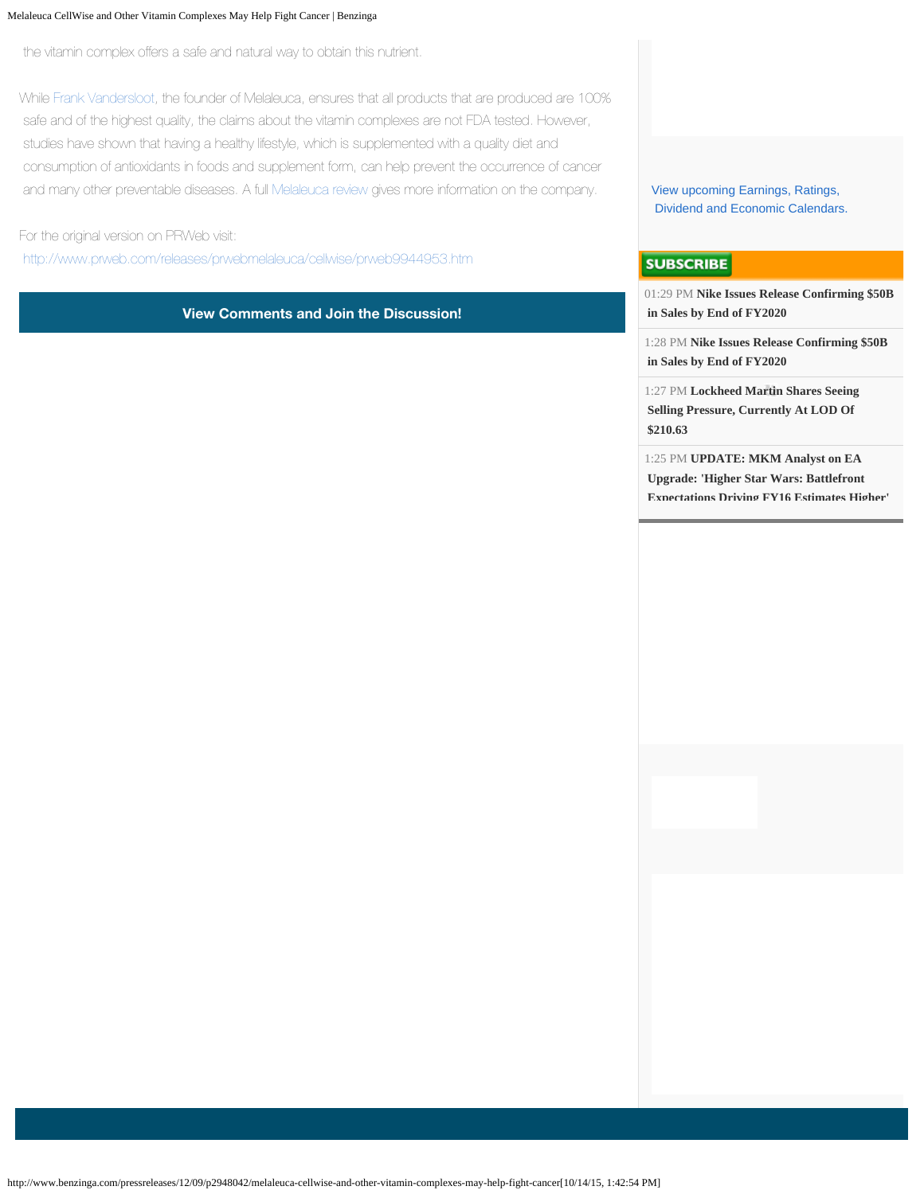the vitamin complex offers a safe and natural way to obtain this nutrient.

While Frank Vandersloot, the founder of Melaleuca, ensures that all products that are produced are 100% safe and of the highest quality, the claims about the vitamin complexes are not FDA tested. However, studies have shown that having a healthy lifestyle, which is supplemented with a quality diet and consumption of antioxidants in foods and supplement form, can help prevent the occurrence of cancer and many other preventable diseases. A full Melaleuca review gives more information on the company.

For the original version on PRWeb visit: http://www.prweb.com/releases/prwebmelaleuca/cellwise/prweb9944953.htm

**View Comments and Join the Discussion!**

View upcoming Earnings, Ratings, Dividend and Economic Calendars.

**SUBSCRIBE**

01:29 PM **Nike Issues Release Confirming $50B in Sales by End of FY2020**

1:28 PM **Nike Issues Release Confirming $50B in Sales by End of FY2020**

1:27 PM **Lockheed Martin Shares Seeing Selling Pressure, Currently At LOD Of $210.63**

1:25 PM **UPDATE: MKM Analyst on EA Upgrade: 'Higher Star Wars: Battlefront Expectations Driving FY16 Estimates Higher'**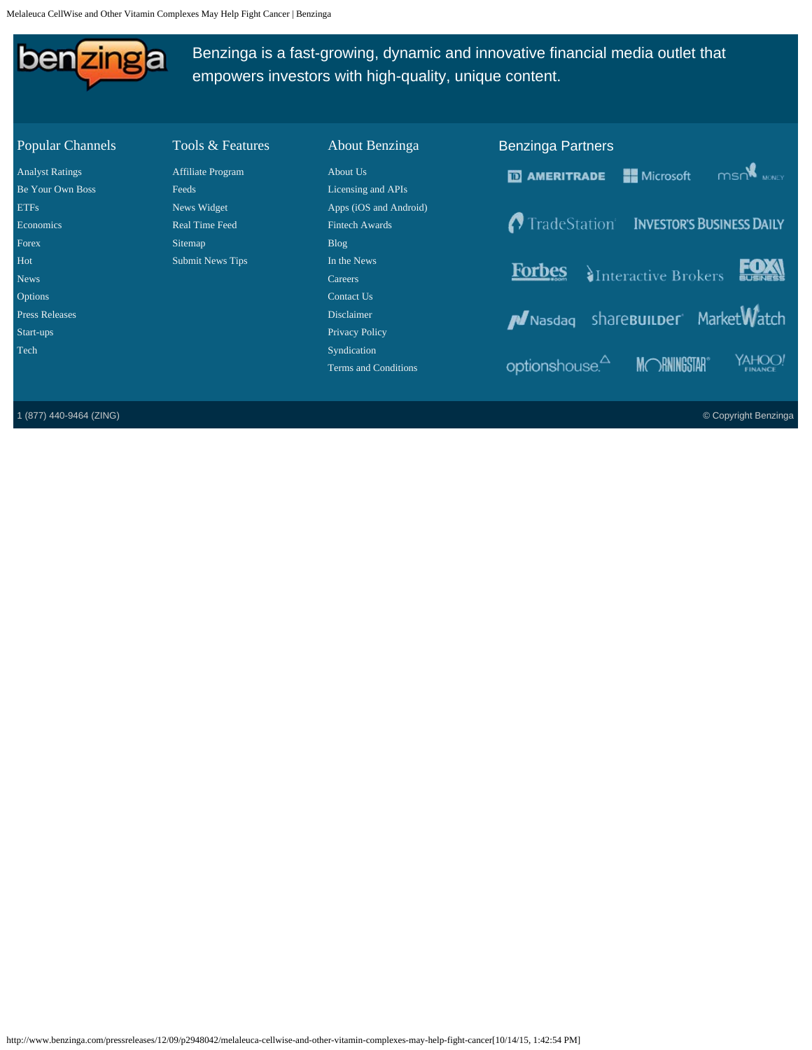Benzinga is a fast-growing, dynamic and innovative financial media outlet that empowers investors with high-quality, unique content.

## Popular Channels

- Analyst Ratings
- Be Your Own Boss
- ETFs
- Economics
- Forex
- Hot
- News
- Options
- Press Releases
- Start-ups
- Tech

## Tools & Features

- Affiliate Program
- Feeds
- News Widget
- Real Time Feed
- Sitemap
- Submit News Tips

## About Benzinga

- About Us
- Licensing and APIs
- Apps (iOS and Android)
- Fintech Awards
- Blog
- In the News
- Careers
- Contact Us
- Disclaimer
- Privacy Policy
- Syndication
- Terms and Conditions

## Benzinga Partners

1 (877) 440-9464 (ZING)

© Copyright Benzinga